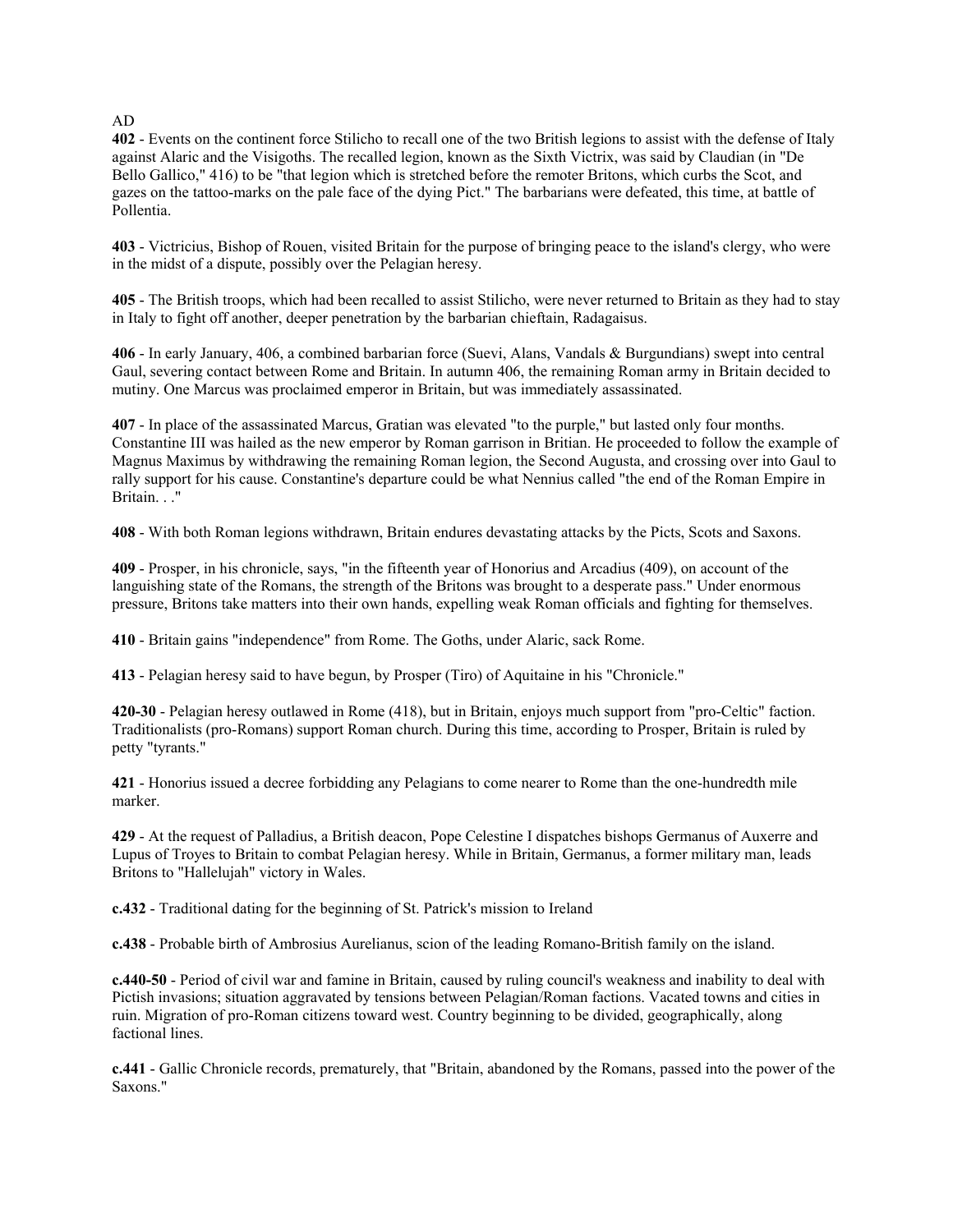AD

**402** - Events on the continent force Stilicho to recall one of the two British legions to assist with the defense of Italy against Alaric and the Visigoths. The recalled legion, known as the Sixth Victrix, was said by Claudian (in "De Bello Gallico," 416) to be "that legion which is stretched before the remoter Britons, which curbs the Scot, and gazes on the tattoo-marks on the pale face of the dying Pict." The barbarians were defeated, this time, at battle of Pollentia.

**403** - Victricius, Bishop of Rouen, visited Britain for the purpose of bringing peace to the island's clergy, who were in the midst of a dispute, possibly over the Pelagian heresy.

**405** - The British troops, which had been recalled to assist Stilicho, were never returned to Britain as they had to stay in Italy to fight off another, deeper penetration by the barbarian chieftain, Radagaisus.

**406** - In early January, 406, a combined barbarian force (Suevi, Alans, Vandals & Burgundians) swept into central Gaul, severing contact between Rome and Britain. In autumn 406, the remaining Roman army in Britain decided to mutiny. One Marcus was proclaimed emperor in Britain, but was immediately assassinated.

**407** - In place of the assassinated Marcus, Gratian was elevated "to the purple," but lasted only four months. Constantine III was hailed as the new emperor by Roman garrison in Britian. He proceeded to follow the example of Magnus Maximus by withdrawing the remaining Roman legion, the Second Augusta, and crossing over into Gaul to rally support for his cause. Constantine's departure could be what Nennius called "the end of the Roman Empire in Britain. . ."

**408** - With both Roman legions withdrawn, Britain endures devastating attacks by the Picts, Scots and Saxons.

**409** - Prosper, in his chronicle, says, "in the fifteenth year of Honorius and Arcadius (409), on account of the languishing state of the Romans, the strength of the Britons was brought to a desperate pass." Under enormous pressure, Britons take matters into their own hands, expelling weak Roman officials and fighting for themselves.

**410** - Britain gains "independence" from Rome. The Goths, under Alaric, sack Rome.

**413** - Pelagian heresy said to have begun, by Prosper (Tiro) of Aquitaine in his "Chronicle."

**420-30** - Pelagian heresy outlawed in Rome (418), but in Britain, enjoys much support from "pro-Celtic" faction. Traditionalists (pro-Romans) support Roman church. During this time, according to Prosper, Britain is ruled by petty "tyrants."

**421** - Honorius issued a decree forbidding any Pelagians to come nearer to Rome than the one-hundredth mile marker.

**429** - At the request of Palladius, a British deacon, Pope Celestine I dispatches bishops Germanus of Auxerre and Lupus of Troyes to Britain to combat Pelagian heresy. While in Britain, Germanus, a former military man, leads Britons to "Hallelujah" victory in Wales.

**c.432** - Traditional dating for the beginning of St. Patrick's mission to Ireland

**c.438** - Probable birth of Ambrosius Aurelianus, scion of the leading Romano-British family on the island.

**c.440-50** - Period of civil war and famine in Britain, caused by ruling council's weakness and inability to deal with Pictish invasions; situation aggravated by tensions between Pelagian/Roman factions. Vacated towns and cities in ruin. Migration of pro-Roman citizens toward west. Country beginning to be divided, geographically, along factional lines.

**c.441** - Gallic Chronicle records, prematurely, that "Britain, abandoned by the Romans, passed into the power of the Saxons."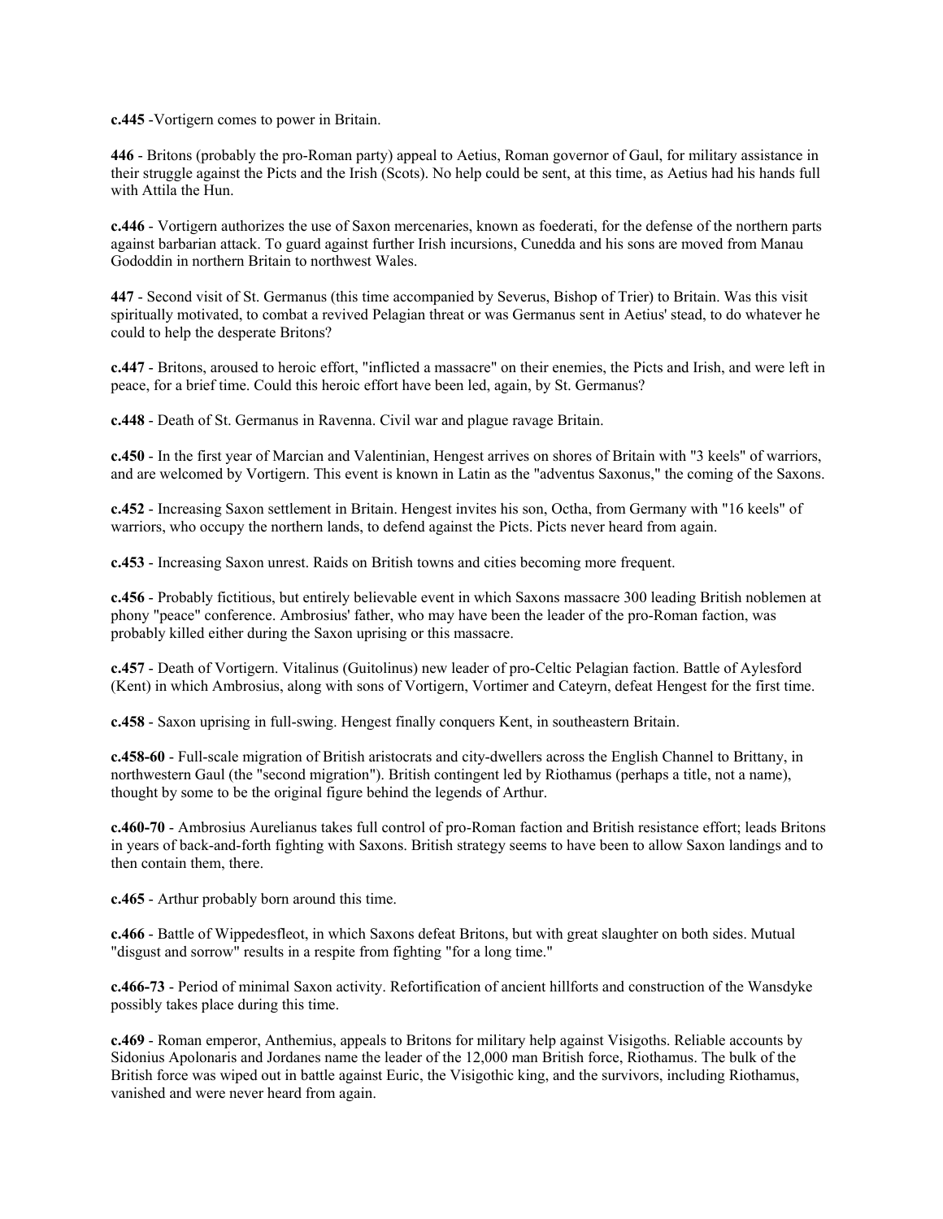**c.445** -Vortigern comes to power in Britain.

**446** - Britons (probably the pro-Roman party) appeal to Aetius, Roman governor of Gaul, for military assistance in their struggle against the Picts and the Irish (Scots). No help could be sent, at this time, as Aetius had his hands full with Attila the Hun.

**c.446** - Vortigern authorizes the use of Saxon mercenaries, known as foederati, for the defense of the northern parts against barbarian attack. To guard against further Irish incursions, Cunedda and his sons are moved from Manau Gododdin in northern Britain to northwest Wales.

**447** - Second visit of St. Germanus (this time accompanied by Severus, Bishop of Trier) to Britain. Was this visit spiritually motivated, to combat a revived Pelagian threat or was Germanus sent in Aetius' stead, to do whatever he could to help the desperate Britons?

**c.447** - Britons, aroused to heroic effort, "inflicted a massacre" on their enemies, the Picts and Irish, and were left in peace, for a brief time. Could this heroic effort have been led, again, by St. Germanus?

**c.448** - Death of St. Germanus in Ravenna. Civil war and plague ravage Britain.

**c.450** - In the first year of Marcian and Valentinian, Hengest arrives on shores of Britain with "3 keels" of warriors, and are welcomed by Vortigern. This event is known in Latin as the "adventus Saxonus," the coming of the Saxons.

**c.452** - Increasing Saxon settlement in Britain. Hengest invites his son, Octha, from Germany with "16 keels" of warriors, who occupy the northern lands, to defend against the Picts. Picts never heard from again.

**c.453** - Increasing Saxon unrest. Raids on British towns and cities becoming more frequent.

**c.456** - Probably fictitious, but entirely believable event in which Saxons massacre 300 leading British noblemen at phony "peace" conference. Ambrosius' father, who may have been the leader of the pro-Roman faction, was probably killed either during the Saxon uprising or this massacre.

**c.457** - Death of Vortigern. Vitalinus (Guitolinus) new leader of pro-Celtic Pelagian faction. Battle of Aylesford (Kent) in which Ambrosius, along with sons of Vortigern, Vortimer and Cateyrn, defeat Hengest for the first time.

**c.458** - Saxon uprising in full-swing. Hengest finally conquers Kent, in southeastern Britain.

**c.458-60** - Full-scale migration of British aristocrats and city-dwellers across the English Channel to Brittany, in northwestern Gaul (the "second migration"). British contingent led by Riothamus (perhaps a title, not a name), thought by some to be the original figure behind the legends of Arthur.

**c.460-70** - Ambrosius Aurelianus takes full control of pro-Roman faction and British resistance effort; leads Britons in years of back-and-forth fighting with Saxons. British strategy seems to have been to allow Saxon landings and to then contain them, there.

**c.465** - Arthur probably born around this time.

**c.466** - Battle of Wippedesfleot, in which Saxons defeat Britons, but with great slaughter on both sides. Mutual "disgust and sorrow" results in a respite from fighting "for a long time."

**c.466-73** - Period of minimal Saxon activity. Refortification of ancient hillforts and construction of the Wansdyke possibly takes place during this time.

**c.469** - Roman emperor, Anthemius, appeals to Britons for military help against Visigoths. Reliable accounts by Sidonius Apolonaris and Jordanes name the leader of the 12,000 man British force, Riothamus. The bulk of the British force was wiped out in battle against Euric, the Visigothic king, and the survivors, including Riothamus, vanished and were never heard from again.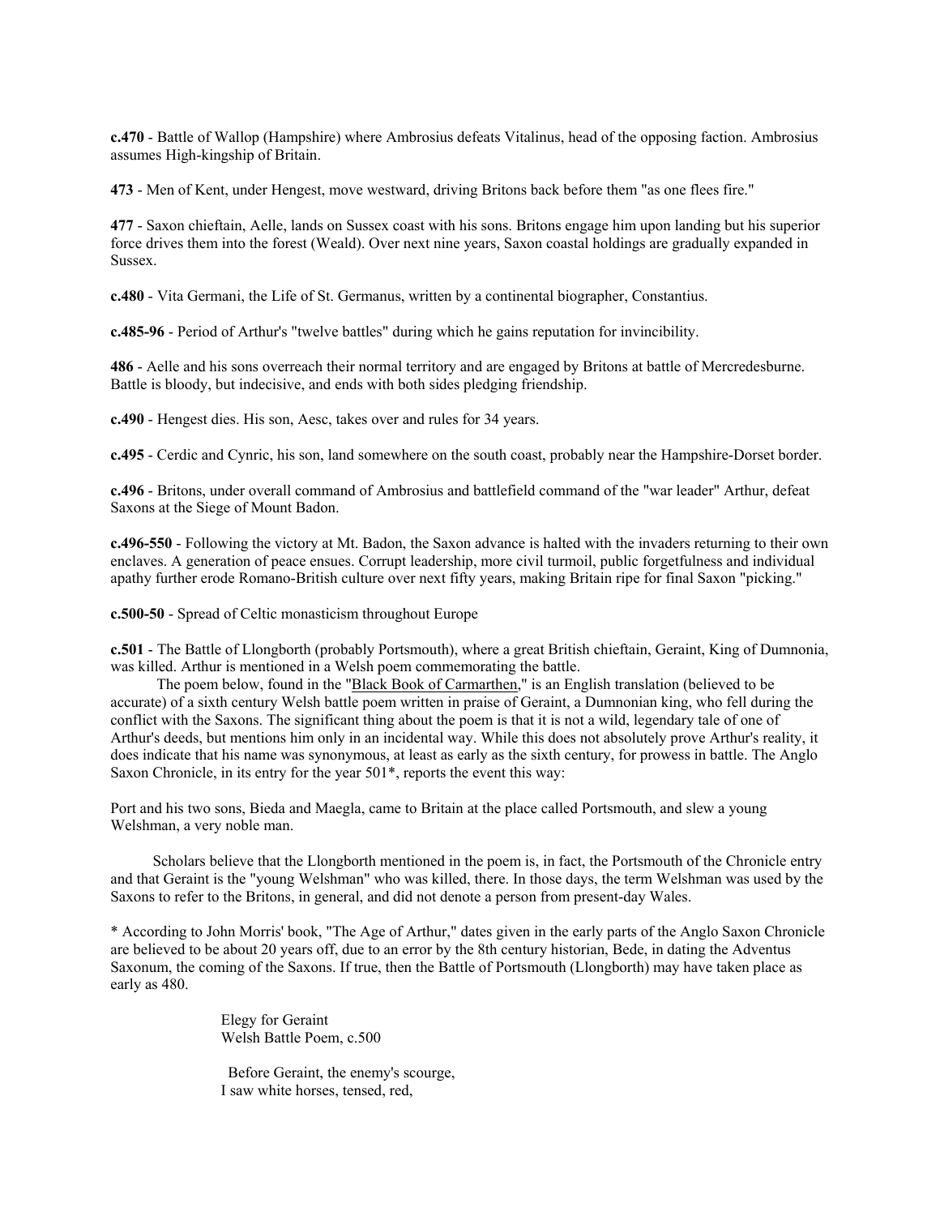**c.470** - Battle of Wallop (Hampshire) where Ambrosius defeats Vitalinus, head of the opposing faction. Ambrosius assumes High-kingship of Britain.

**473** - Men of Kent, under Hengest, move westward, driving Britons back before them "as one flees fire."

**477** - Saxon chieftain, Aelle, lands on Sussex coast with his sons. Britons engage him upon landing but his superior force drives them into the forest (Weald). Over next nine years, Saxon coastal holdings are gradually expanded in Sussex.

**c.480** - Vita Germani, the Life of St. Germanus, written by a continental biographer, Constantius.

**c.485-96** - Period of Arthur's "twelve battles" during which he gains reputation for invincibility.

**486** - Aelle and his sons overreach their normal territory and are engaged by Britons at battle of Mercredesburne. Battle is bloody, but indecisive, and ends with both sides pledging friendship.

**c.490** - Hengest dies. His son, Aesc, takes over and rules for 34 years.

**c.495** - Cerdic and Cynric, his son, land somewhere on the south coast, probably near the Hampshire-Dorset border.

**c.496** - Britons, under overall command of Ambrosius and battlefield command of the "war leader" Arthur, defeat Saxons at the Siege of Mount Badon.

**c.496-550** - Following the victory at Mt. Badon, the Saxon advance is halted with the invaders returning to their own enclaves. A generation of peace ensues. Corrupt leadership, more civil turmoil, public forgetfulness and individual apathy further erode Romano-British culture over next fifty years, making Britain ripe for final Saxon "picking."

**c.500-50** - Spread of Celtic monasticism throughout Europe

**c.501** - The Battle of Llongborth (probably Portsmouth), where a great British chieftain, Geraint, King of Dumnonia, was killed. Arthur is mentioned in a Welsh poem commemorating the battle.

The poem below, found in the "Black Book of Carmarthen," is an English translation (believed to be accurate) of a sixth century Welsh battle poem written in praise of Geraint, a Dumnonian king, who fell during the conflict with the Saxons. The significant thing about the poem is that it is not a wild, legendary tale of one of Arthur's deeds, but mentions him only in an incidental way. While this does not absolutely prove Arthur's reality, it does indicate that his name was synonymous, at least as early as the sixth century, for prowess in battle. The Anglo Saxon Chronicle, in its entry for the year 501*, reports the event this way:

Port and his two sons, Bieda and Maegla, came to Britain at the place called Portsmouth, and slew a young Welshman, a very noble man.

Scholars believe that the Llongborth mentioned in the poem is, in fact, the Portsmouth of the Chronicle entry and that Geraint is the "young Welshman" who was killed, there. In those days, the term Welshman was used by the Saxons to refer to the Britons, in general, and did not denote a person from present-day Wales.

* According to John Morris' book, "The Age of Arthur," dates given in the early parts of the Anglo Saxon Chronicle are believed to be about 20 years off, due to an error by the 8th century historian, Bede, in dating the Adventus Saxonum, the coming of the Saxons. If true, then the Battle of Portsmouth (Llongborth) may have taken place as early as 480.

Elegy for Geraint
Welsh Battle Poem, c.500

Before Geraint, the enemy's scourge,
I saw white horses, tensed, red,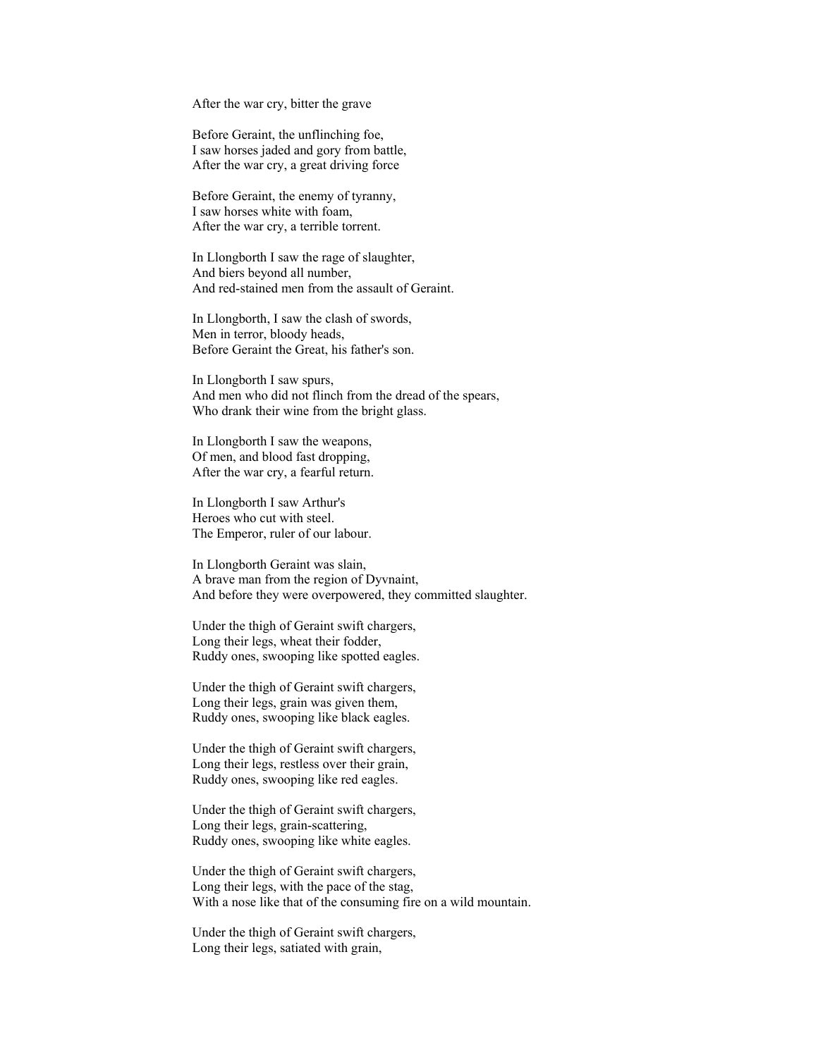After the war cry, bitter the grave

Before Geraint, the unflinching foe,
I saw horses jaded and gory from battle,
After the war cry, a great driving force

Before Geraint, the enemy of tyranny,
I saw horses white with foam,
After the war cry, a terrible torrent.

In Llongborth I saw the rage of slaughter,
And biers beyond all number,
And red-stained men from the assault of Geraint.

In Llongborth, I saw the clash of swords,
Men in terror, bloody heads,
Before Geraint the Great, his father's son.

In Llongborth I saw spurs,
And men who did not flinch from the dread of the spears,
Who drank their wine from the bright glass.

In Llongborth I saw the weapons,
Of men, and blood fast dropping,
After the war cry, a fearful return.

In Llongborth I saw Arthur's
Heroes who cut with steel.
The Emperor, ruler of our labour.

In Llongborth Geraint was slain,
A brave man from the region of Dyvnaint,
And before they were overpowered, they committed slaughter.

Under the thigh of Geraint swift chargers,
Long their legs, wheat their fodder,
Ruddy ones, swooping like spotted eagles.

Under the thigh of Geraint swift chargers,
Long their legs, grain was given them,
Ruddy ones, swooping like black eagles.

Under the thigh of Geraint swift chargers,
Long their legs, restless over their grain,
Ruddy ones, swooping like red eagles.

Under the thigh of Geraint swift chargers,
Long their legs, grain-scattering,
Ruddy ones, swooping like white eagles.

Under the thigh of Geraint swift chargers,
Long their legs, with the pace of the stag,
With a nose like that of the consuming fire on a wild mountain.

Under the thigh of Geraint swift chargers,
Long their legs, satiated with grain,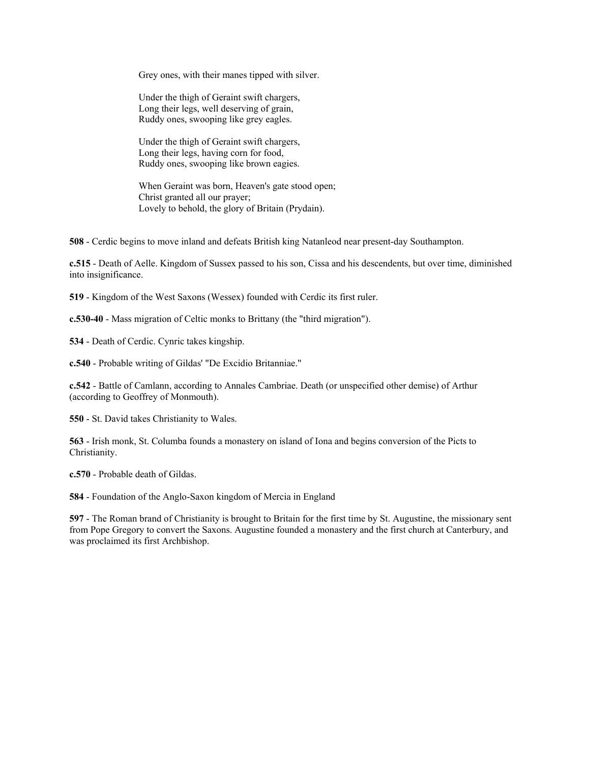Grey ones, with their manes tipped with silver.

Under the thigh of Geraint swift chargers,
Long their legs, well deserving of grain,
Ruddy ones, swooping like grey eagles.

Under the thigh of Geraint swift chargers,
Long their legs, having corn for food,
Ruddy ones, swooping like brown eagies.

When Geraint was born, Heaven's gate stood open;
Christ granted all our prayer;
Lovely to behold, the glory of Britain (Prydain).

**508** - Cerdic begins to move inland and defeats British king Natanleod near present-day Southampton.

**c.515** - Death of Aelle. Kingdom of Sussex passed to his son, Cissa and his descendents, but over time, diminished into insignificance.

**519** - Kingdom of the West Saxons (Wessex) founded with Cerdic its first ruler.

**c.530-40** - Mass migration of Celtic monks to Brittany (the "third migration").

**534** - Death of Cerdic. Cynric takes kingship.

**c.540** - Probable writing of Gildas' "De Excidio Britanniae."

**c.542** - Battle of Camlann, according to Annales Cambriae. Death (or unspecified other demise) of Arthur (according to Geoffrey of Monmouth).

**550** - St. David takes Christianity to Wales.

**563** - Irish monk, St. Columba founds a monastery on island of Iona and begins conversion of the Picts to Christianity.

**c.570** - Probable death of Gildas.

**584** - Foundation of the Anglo-Saxon kingdom of Mercia in England

**597** - The Roman brand of Christianity is brought to Britain for the first time by St. Augustine, the missionary sent from Pope Gregory to convert the Saxons. Augustine founded a monastery and the first church at Canterbury, and was proclaimed its first Archbishop.